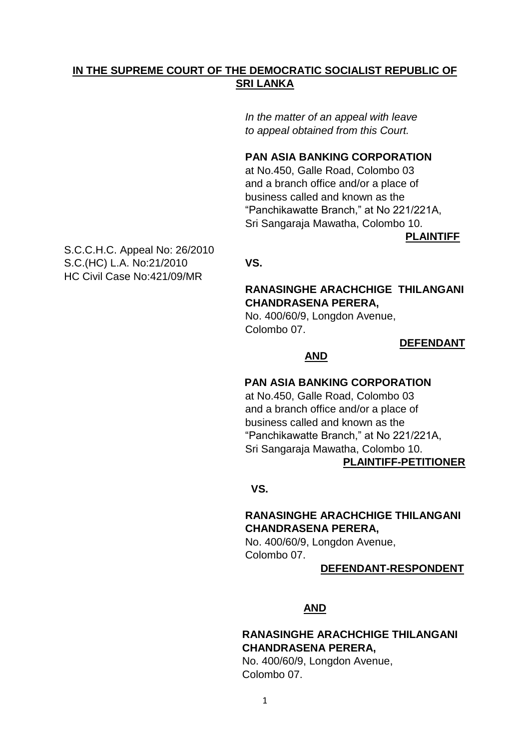**IN THE SUPREME COURT OF THE DEMOCRATIC SOCIALIST REPUBLIC OF SRI LANKA**

*In the matter of an appeal with leave to appeal obtained from this Court.*

**PAN ASIA BANKING CORPORATION**
at No.450, Galle Road, Colombo 03
and a branch office and/or a place of business called and known as the "Panchikawatte Branch," at No 221/221A, Sri Sangaraja Mawatha, Colombo 10.

**PLAINTIFF**

S.C.C.H.C. Appeal No: 26/2010
S.C.(HC) L.A. No:21/2010
HC Civil Case No:421/09/MR

**VS.**

**RANASINGHE ARACHCHIGE THILANGANI CHANDRASENA PERERA,**
No. 400/60/9, Longdon Avenue,
Colombo 07.

**DEFENDANT**

**AND**

**PAN ASIA BANKING CORPORATION**
at No.450, Galle Road, Colombo 03
and a branch office and/or a place of business called and known as the "Panchikawatte Branch," at No 221/221A, Sri Sangaraja Mawatha, Colombo 10.

**PLAINTIFF-PETITIONER**

**VS.**

**RANASINGHE ARACHCHIGE THILANGANI CHANDRASENA PERERA,**
No. 400/60/9, Longdon Avenue,
Colombo 07.

**DEFENDANT-RESPONDENT**

**AND**

**RANASINGHE ARACHCHIGE THILANGANI CHANDRASENA PERERA,**
No. 400/60/9, Longdon Avenue,
Colombo 07.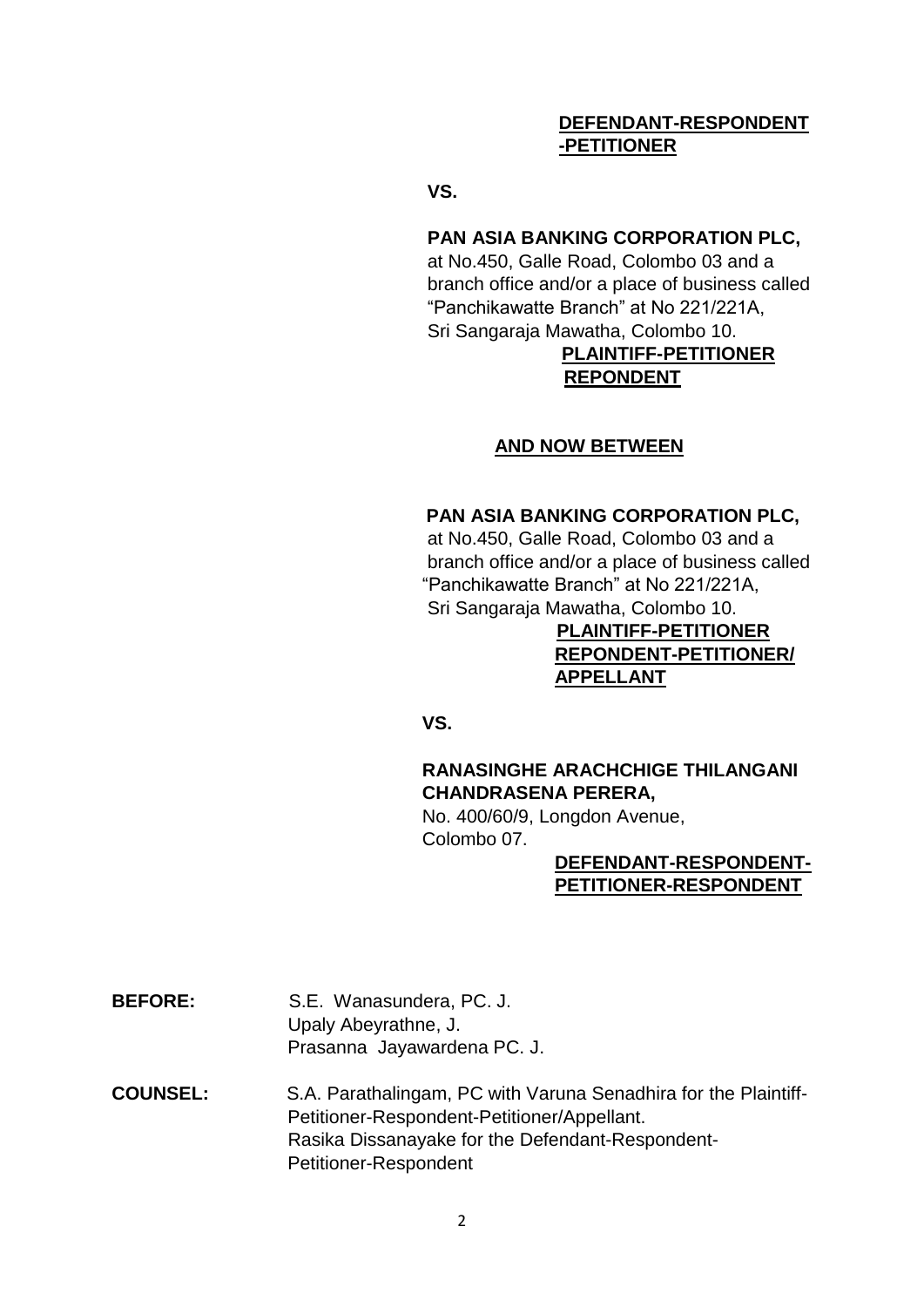**DEFENDANT-RESPONDENT -PETITIONER**

**VS.**

**PAN ASIA BANKING CORPORATION PLC,**
at No.450, Galle Road, Colombo 03 and a branch office and/or a place of business called "Panchikawatte Branch" at No 221/221A, Sri Sangaraja Mawatha, Colombo 10.

**PLAINTIFF-PETITIONER REPONDENT**

**AND NOW BETWEEN**

**PAN ASIA BANKING CORPORATION PLC,**
at No.450, Galle Road, Colombo 03 and a branch office and/or a place of business called "Panchikawatte Branch" at No 221/221A, Sri Sangaraja Mawatha, Colombo 10.

**PLAINTIFF-PETITIONER REPONDENT-PETITIONER/ APPELLANT**

**VS.**

**RANASINGHE ARACHCHIGE THILANGANI CHANDRASENA PERERA,**
No. 400/60/9, Longdon Avenue, Colombo 07.

**DEFENDANT-RESPONDENT-PETITIONER-RESPONDENT**

**BEFORE:** S.E. Wanasundera, PC. J.
Upaly Abeyrathne, J.
Prasanna Jayawardena PC. J.

**COUNSEL:** S.A. Parathalingam, PC with Varuna Senadhira for the Plaintiff-Petitioner-Respondent-Petitioner/Appellant.
Rasika Dissanayake for the Defendant-Respondent-Petitioner-Respondent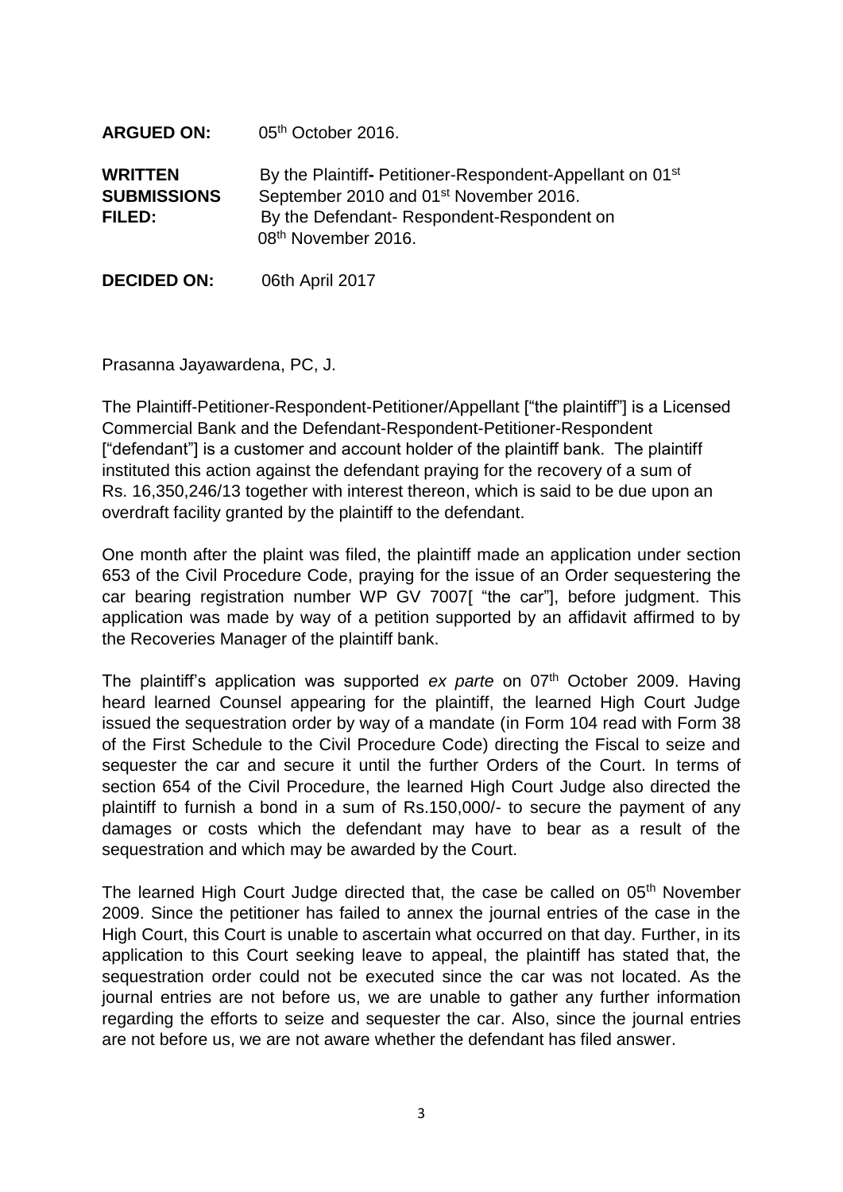**ARGUED ON:** 05th October 2016.

**WRITTEN SUBMISSIONS FILED:** By the Plaintiff- Petitioner-Respondent-Appellant on 01st September 2010 and 01st November 2016.
By the Defendant- Respondent-Respondent on 08th November 2016.

**DECIDED ON:** 06th April 2017

Prasanna Jayawardena, PC, J.

The Plaintiff-Petitioner-Respondent-Petitioner/Appellant ["the plaintiff"] is a Licensed Commercial Bank and the Defendant-Respondent-Petitioner-Respondent ["defendant"] is a customer and account holder of the plaintiff bank. The plaintiff instituted this action against the defendant praying for the recovery of a sum of Rs. 16,350,246/13 together with interest thereon, which is said to be due upon an overdraft facility granted by the plaintiff to the defendant.

One month after the plaint was filed, the plaintiff made an application under section 653 of the Civil Procedure Code, praying for the issue of an Order sequestering the car bearing registration number WP GV 7007[ "the car"], before judgment. This application was made by way of a petition supported by an affidavit affirmed to by the Recoveries Manager of the plaintiff bank.

The plaintiff's application was supported *ex parte* on 07th October 2009. Having heard learned Counsel appearing for the plaintiff, the learned High Court Judge issued the sequestration order by way of a mandate (in Form 104 read with Form 38 of the First Schedule to the Civil Procedure Code) directing the Fiscal to seize and sequester the car and secure it until the further Orders of the Court. In terms of section 654 of the Civil Procedure, the learned High Court Judge also directed the plaintiff to furnish a bond in a sum of Rs.150,000/- to secure the payment of any damages or costs which the defendant may have to bear as a result of the sequestration and which may be awarded by the Court.

The learned High Court Judge directed that, the case be called on 05th November 2009. Since the petitioner has failed to annex the journal entries of the case in the High Court, this Court is unable to ascertain what occurred on that day. Further, in its application to this Court seeking leave to appeal, the plaintiff has stated that, the sequestration order could not be executed since the car was not located. As the journal entries are not before us, we are unable to gather any further information regarding the efforts to seize and sequester the car. Also, since the journal entries are not before us, we are not aware whether the defendant has filed answer.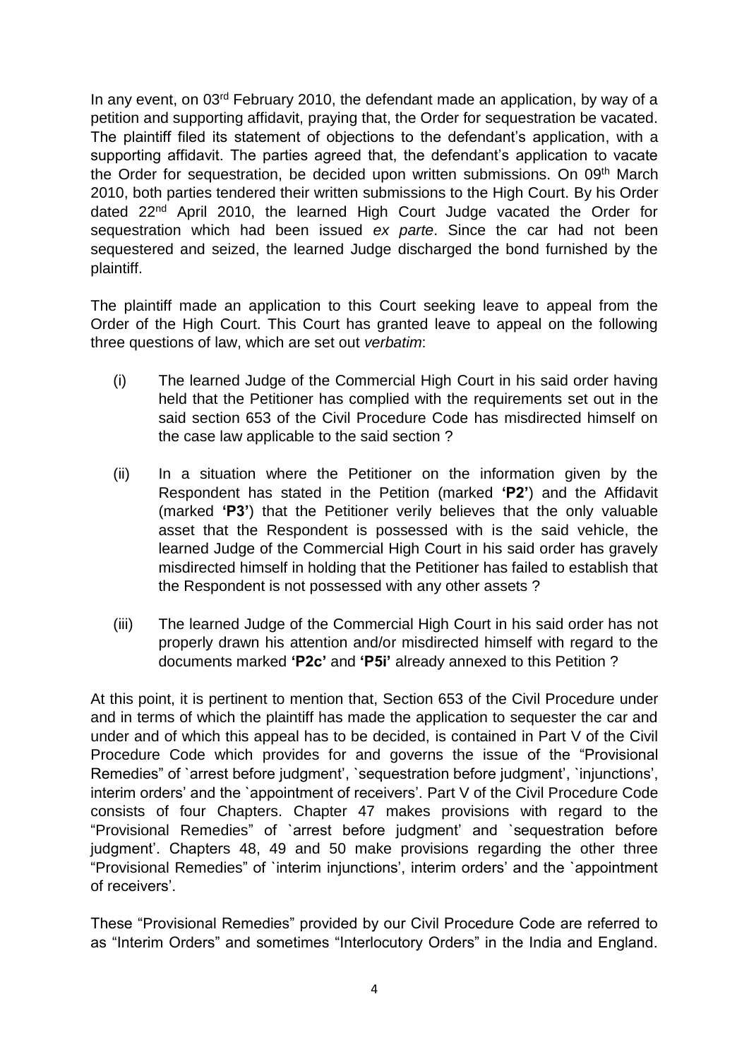In any event, on 03rd February 2010, the defendant made an application, by way of a petition and supporting affidavit, praying that, the Order for sequestration be vacated. The plaintiff filed its statement of objections to the defendant's application, with a supporting affidavit. The parties agreed that, the defendant's application to vacate the Order for sequestration, be decided upon written submissions. On 09th March 2010, both parties tendered their written submissions to the High Court. By his Order dated 22nd April 2010, the learned High Court Judge vacated the Order for sequestration which had been issued *ex parte*. Since the car had not been sequestered and seized, the learned Judge discharged the bond furnished by the plaintiff.

The plaintiff made an application to this Court seeking leave to appeal from the Order of the High Court. This Court has granted leave to appeal on the following three questions of law, which are set out *verbatim*:

(i) The learned Judge of the Commercial High Court in his said order having held that the Petitioner has complied with the requirements set out in the said section 653 of the Civil Procedure Code has misdirected himself on the case law applicable to the said section ?

(ii) In a situation where the Petitioner on the information given by the Respondent has stated in the Petition (marked **'P2'**) and the Affidavit (marked **'P3'**) that the Petitioner verily believes that the only valuable asset that the Respondent is possessed with is the said vehicle, the learned Judge of the Commercial High Court in his said order has gravely misdirected himself in holding that the Petitioner has failed to establish that the Respondent is not possessed with any other assets ?

(iii) The learned Judge of the Commercial High Court in his said order has not properly drawn his attention and/or misdirected himself with regard to the documents marked **'P2c'** and **'P5i'** already annexed to this Petition ?

At this point, it is pertinent to mention that, Section 653 of the Civil Procedure under and in terms of which the plaintiff has made the application to sequester the car and under and of which this appeal has to be decided, is contained in Part V of the Civil Procedure Code which provides for and governs the issue of the "Provisional Remedies" of `arrest before judgment', `sequestration before judgment', `injunctions', interim orders' and the `appointment of receivers'. Part V of the Civil Procedure Code consists of four Chapters. Chapter 47 makes provisions with regard to the "Provisional Remedies" of `arrest before judgment' and `sequestration before judgment'. Chapters 48, 49 and 50 make provisions regarding the other three "Provisional Remedies" of `interim injunctions', interim orders' and the `appointment of receivers'.

These "Provisional Remedies" provided by our Civil Procedure Code are referred to as "Interim Orders" and sometimes "Interlocutory Orders" in the India and England.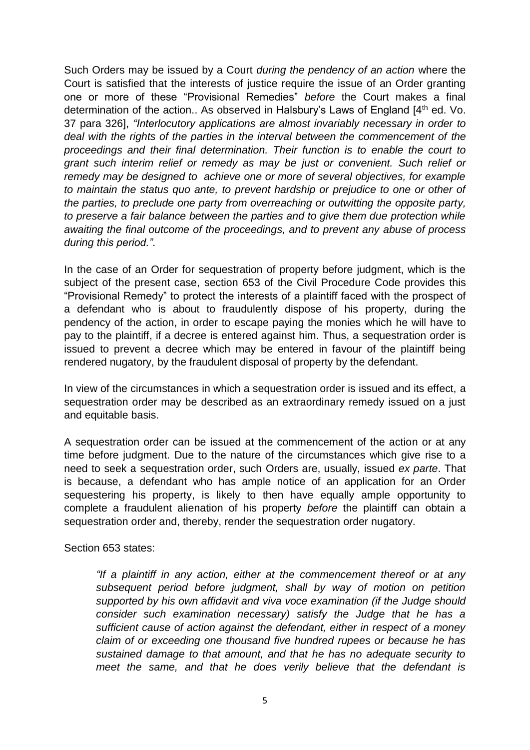Such Orders may be issued by a Court *during the pendency of an action* where the Court is satisfied that the interests of justice require the issue of an Order granting one or more of these "Provisional Remedies" *before* the Court makes a final determination of the action.. As observed in Halsbury's Laws of England [4th ed. Vo. 37 para 326], *"Interlocutory applications are almost invariably necessary in order to deal with the rights of the parties in the interval between the commencement of the proceedings and their final determination. Their function is to enable the court to grant such interim relief or remedy as may be just or convenient. Such relief or remedy may be designed to achieve one or more of several objectives, for example to maintain the status quo ante, to prevent hardship or prejudice to one or other of the parties, to preclude one party from overreaching or outwitting the opposite party, to preserve a fair balance between the parties and to give them due protection while awaiting the final outcome of the proceedings, and to prevent any abuse of process during this period."*.

In the case of an Order for sequestration of property before judgment, which is the subject of the present case, section 653 of the Civil Procedure Code provides this "Provisional Remedy" to protect the interests of a plaintiff faced with the prospect of a defendant who is about to fraudulently dispose of his property, during the pendency of the action, in order to escape paying the monies which he will have to pay to the plaintiff, if a decree is entered against him. Thus, a sequestration order is issued to prevent a decree which may be entered in favour of the plaintiff being rendered nugatory, by the fraudulent disposal of property by the defendant.

In view of the circumstances in which a sequestration order is issued and its effect, a sequestration order may be described as an extraordinary remedy issued on a just and equitable basis.

A sequestration order can be issued at the commencement of the action or at any time before judgment. Due to the nature of the circumstances which give rise to a need to seek a sequestration order, such Orders are, usually, issued *ex parte*. That is because, a defendant who has ample notice of an application for an Order sequestering his property, is likely to then have equally ample opportunity to complete a fraudulent alienation of his property *before* the plaintiff can obtain a sequestration order and, thereby, render the sequestration order nugatory.

Section 653 states:

> *"If a plaintiff in any action, either at the commencement thereof or at any subsequent period before judgment, shall by way of motion on petition supported by his own affidavit and viva voce examination (if the Judge should consider such examination necessary) satisfy the Judge that he has a sufficient cause of action against the defendant, either in respect of a money claim of or exceeding one thousand five hundred rupees or because he has sustained damage to that amount, and that he has no adequate security to meet the same, and that he does verily believe that the defendant is*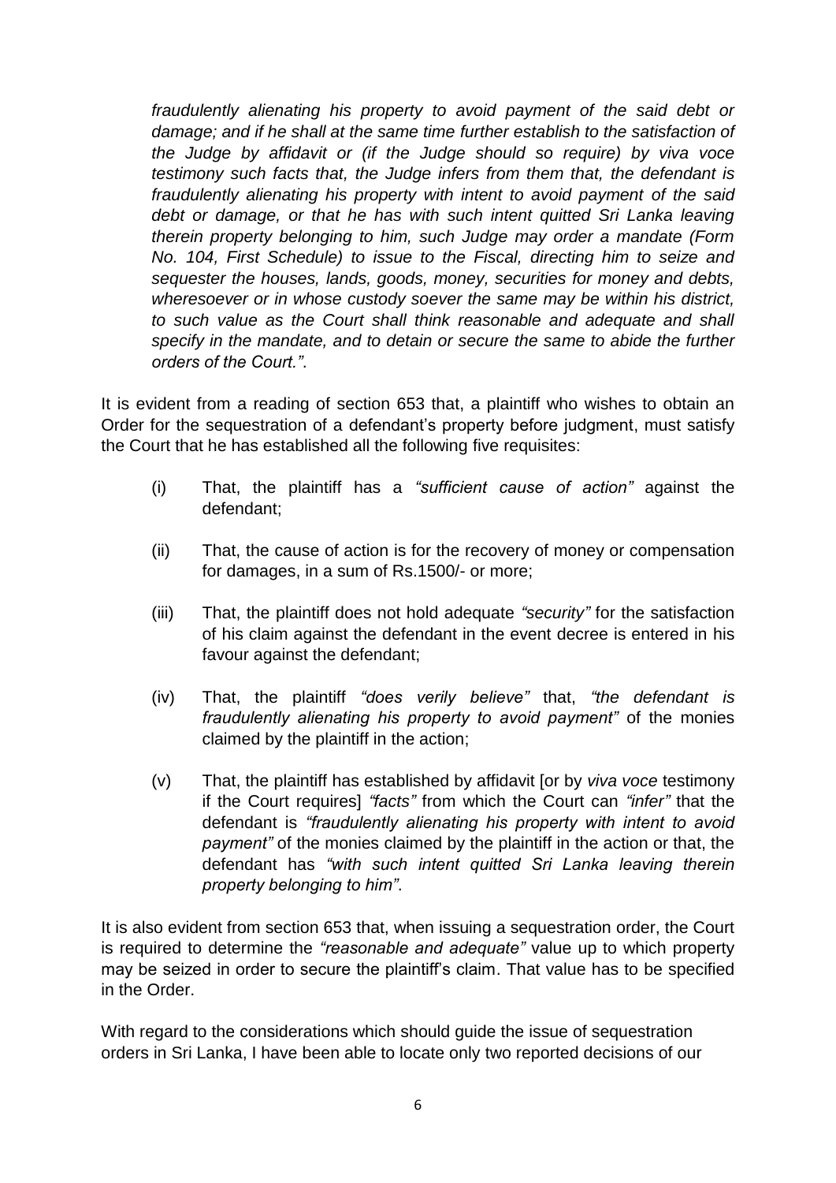*fraudulently alienating his property to avoid payment of the said debt or damage; and if he shall at the same time further establish to the satisfaction of the Judge by affidavit or (if the Judge should so require) by viva voce testimony such facts that, the Judge infers from them that, the defendant is fraudulently alienating his property with intent to avoid payment of the said debt or damage, or that he has with such intent quitted Sri Lanka leaving therein property belonging to him, such Judge may order a mandate (Form No. 104, First Schedule) to issue to the Fiscal, directing him to seize and sequester the houses, lands, goods, money, securities for money and debts, wheresoever or in whose custody soever the same may be within his district, to such value as the Court shall think reasonable and adequate and shall specify in the mandate, and to detain or secure the same to abide the further orders of the Court."*.

It is evident from a reading of section 653 that, a plaintiff who wishes to obtain an Order for the sequestration of a defendant's property before judgment, must satisfy the Court that he has established all the following five requisites:

(i) That, the plaintiff has a *"sufficient cause of action"* against the defendant;

(ii) That, the cause of action is for the recovery of money or compensation for damages, in a sum of Rs.1500/- or more;

(iii) That, the plaintiff does not hold adequate *"security"* for the satisfaction of his claim against the defendant in the event decree is entered in his favour against the defendant;

(iv) That, the plaintiff *"does verily believe"* that, *"the defendant is fraudulently alienating his property to avoid payment"* of the monies claimed by the plaintiff in the action;

(v) That, the plaintiff has established by affidavit [or by *viva voce* testimony if the Court requires] *"facts"* from which the Court can *"infer"* that the defendant is *"fraudulently alienating his property with intent to avoid payment"* of the monies claimed by the plaintiff in the action or that, the defendant has *"with such intent quitted Sri Lanka leaving therein property belonging to him"*.

It is also evident from section 653 that, when issuing a sequestration order, the Court is required to determine the *"reasonable and adequate"* value up to which property may be seized in order to secure the plaintiff's claim. That value has to be specified in the Order.

With regard to the considerations which should guide the issue of sequestration orders in Sri Lanka, I have been able to locate only two reported decisions of our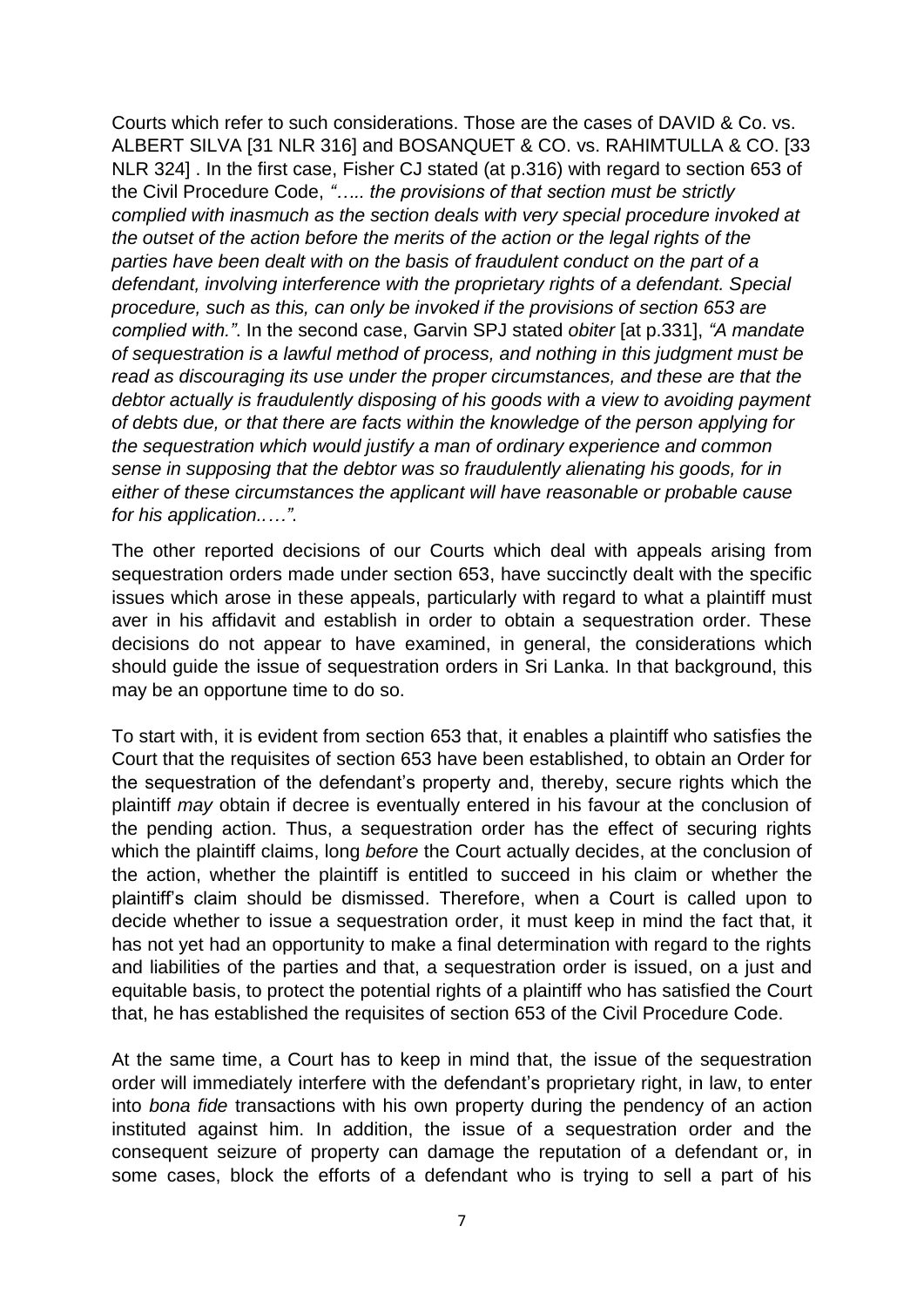Courts which refer to such considerations. Those are the cases of DAVID & Co. vs. ALBERT SILVA [31 NLR 316] and BOSANQUET & CO. vs. RAHIMTULLA & CO. [33 NLR 324] . In the first case, Fisher CJ stated (at p.316) with regard to section 653 of the Civil Procedure Code, *"….. the provisions of that section must be strictly complied with inasmuch as the section deals with very special procedure invoked at the outset of the action before the merits of the action or the legal rights of the parties have been dealt with on the basis of fraudulent conduct on the part of a defendant, involving interference with the proprietary rights of a defendant. Special procedure, such as this, can only be invoked if the provisions of section 653 are complied with."*. In the second case, Garvin SPJ stated *obiter* [at p.331], *"A mandate of sequestration is a lawful method of process, and nothing in this judgment must be read as discouraging its use under the proper circumstances, and these are that the debtor actually is fraudulently disposing of his goods with a view to avoiding payment of debts due, or that there are facts within the knowledge of the person applying for the sequestration which would justify a man of ordinary experience and common sense in supposing that the debtor was so fraudulently alienating his goods, for in either of these circumstances the applicant will have reasonable or probable cause for his application.….."*.

The other reported decisions of our Courts which deal with appeals arising from sequestration orders made under section 653, have succinctly dealt with the specific issues which arose in these appeals, particularly with regard to what a plaintiff must aver in his affidavit and establish in order to obtain a sequestration order. These decisions do not appear to have examined, in general, the considerations which should guide the issue of sequestration orders in Sri Lanka. In that background, this may be an opportune time to do so.

To start with, it is evident from section 653 that, it enables a plaintiff who satisfies the Court that the requisites of section 653 have been established, to obtain an Order for the sequestration of the defendant's property and, thereby, secure rights which the plaintiff *may* obtain if decree is eventually entered in his favour at the conclusion of the pending action. Thus, a sequestration order has the effect of securing rights which the plaintiff claims, long *before* the Court actually decides, at the conclusion of the action, whether the plaintiff is entitled to succeed in his claim or whether the plaintiff's claim should be dismissed. Therefore, when a Court is called upon to decide whether to issue a sequestration order, it must keep in mind the fact that, it has not yet had an opportunity to make a final determination with regard to the rights and liabilities of the parties and that, a sequestration order is issued, on a just and equitable basis, to protect the potential rights of a plaintiff who has satisfied the Court that, he has established the requisites of section 653 of the Civil Procedure Code.

At the same time, a Court has to keep in mind that, the issue of the sequestration order will immediately interfere with the defendant's proprietary right, in law, to enter into *bona fide* transactions with his own property during the pendency of an action instituted against him. In addition, the issue of a sequestration order and the consequent seizure of property can damage the reputation of a defendant or, in some cases, block the efforts of a defendant who is trying to sell a part of his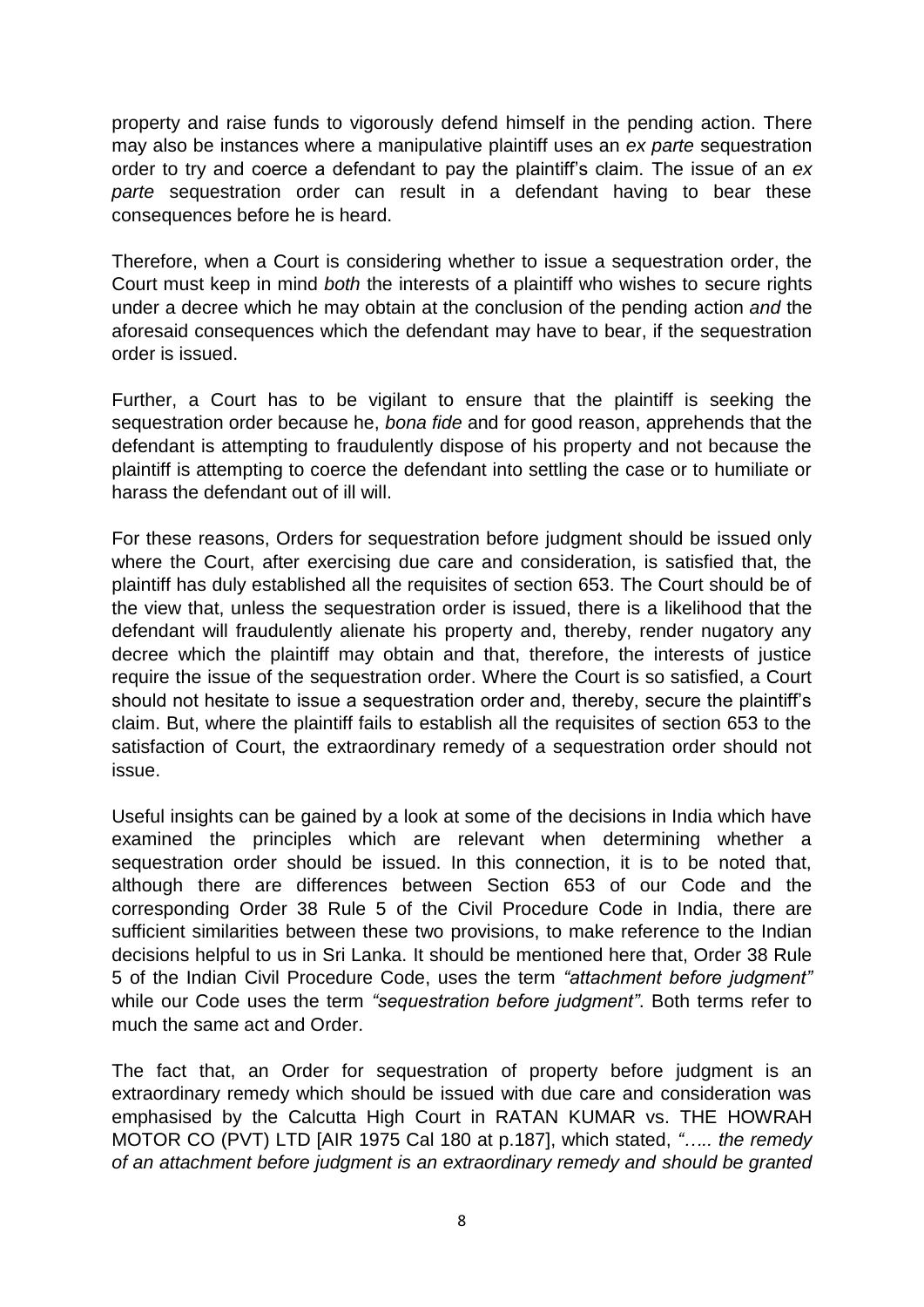property and raise funds to vigorously defend himself in the pending action. There may also be instances where a manipulative plaintiff uses an *ex parte* sequestration order to try and coerce a defendant to pay the plaintiff's claim. The issue of an *ex parte* sequestration order can result in a defendant having to bear these consequences before he is heard.

Therefore, when a Court is considering whether to issue a sequestration order, the Court must keep in mind *both* the interests of a plaintiff who wishes to secure rights under a decree which he may obtain at the conclusion of the pending action *and* the aforesaid consequences which the defendant may have to bear, if the sequestration order is issued.

Further, a Court has to be vigilant to ensure that the plaintiff is seeking the sequestration order because he, *bona fide* and for good reason, apprehends that the defendant is attempting to fraudulently dispose of his property and not because the plaintiff is attempting to coerce the defendant into settling the case or to humiliate or harass the defendant out of ill will.

For these reasons, Orders for sequestration before judgment should be issued only where the Court, after exercising due care and consideration, is satisfied that, the plaintiff has duly established all the requisites of section 653. The Court should be of the view that, unless the sequestration order is issued, there is a likelihood that the defendant will fraudulently alienate his property and, thereby, render nugatory any decree which the plaintiff may obtain and that, therefore, the interests of justice require the issue of the sequestration order. Where the Court is so satisfied, a Court should not hesitate to issue a sequestration order and, thereby, secure the plaintiff's claim. But, where the plaintiff fails to establish all the requisites of section 653 to the satisfaction of Court, the extraordinary remedy of a sequestration order should not issue.

Useful insights can be gained by a look at some of the decisions in India which have examined the principles which are relevant when determining whether a sequestration order should be issued. In this connection, it is to be noted that, although there are differences between Section 653 of our Code and the corresponding Order 38 Rule 5 of the Civil Procedure Code in India, there are sufficient similarities between these two provisions, to make reference to the Indian decisions helpful to us in Sri Lanka. It should be mentioned here that, Order 38 Rule 5 of the Indian Civil Procedure Code, uses the term *"attachment before judgment"* while our Code uses the term *"sequestration before judgment"*. Both terms refer to much the same act and Order.

The fact that, an Order for sequestration of property before judgment is an extraordinary remedy which should be issued with due care and consideration was emphasised by the Calcutta High Court in RATAN KUMAR vs. THE HOWRAH MOTOR CO (PVT) LTD [AIR 1975 Cal 180 at p.187], which stated, *"….. the remedy of an attachment before judgment is an extraordinary remedy and should be granted*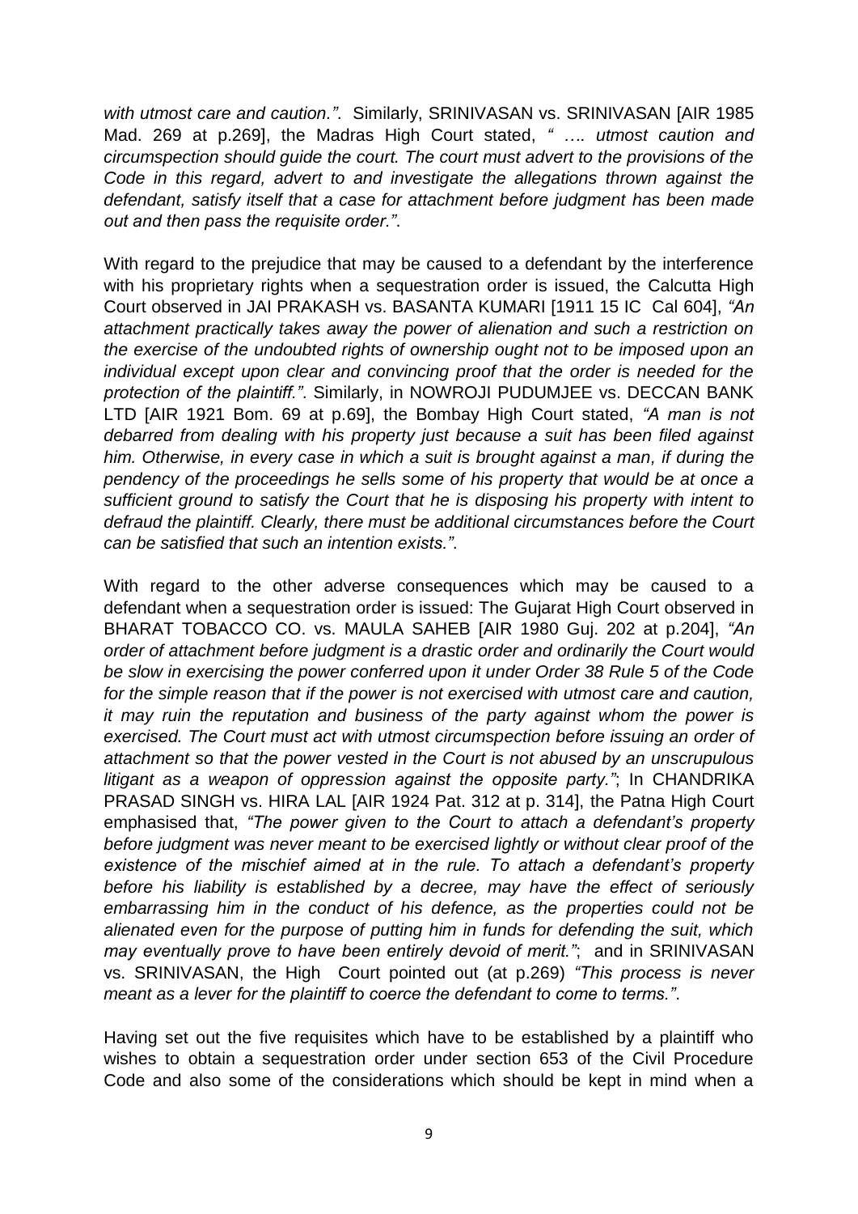*with utmost care and caution."*. Similarly, SRINIVASAN vs. SRINIVASAN [AIR 1985 Mad. 269 at p.269], the Madras High Court stated, *" …. utmost caution and circumspection should guide the court. The court must advert to the provisions of the Code in this regard, advert to and investigate the allegations thrown against the defendant, satisfy itself that a case for attachment before judgment has been made out and then pass the requisite order."*.

With regard to the prejudice that may be caused to a defendant by the interference with his proprietary rights when a sequestration order is issued, the Calcutta High Court observed in JAI PRAKASH vs. BASANTA KUMARI [1911 15 IC Cal 604], *"An attachment practically takes away the power of alienation and such a restriction on the exercise of the undoubted rights of ownership ought not to be imposed upon an individual except upon clear and convincing proof that the order is needed for the protection of the plaintiff."*. Similarly, in NOWROJI PUDUMJEE vs. DECCAN BANK LTD [AIR 1921 Bom. 69 at p.69], the Bombay High Court stated, *"A man is not debarred from dealing with his property just because a suit has been filed against him. Otherwise, in every case in which a suit is brought against a man, if during the pendency of the proceedings he sells some of his property that would be at once a sufficient ground to satisfy the Court that he is disposing his property with intent to defraud the plaintiff. Clearly, there must be additional circumstances before the Court can be satisfied that such an intention exists."*.

With regard to the other adverse consequences which may be caused to a defendant when a sequestration order is issued: The Gujarat High Court observed in BHARAT TOBACCO CO. vs. MAULA SAHEB [AIR 1980 Guj. 202 at p.204], *"An order of attachment before judgment is a drastic order and ordinarily the Court would be slow in exercising the power conferred upon it under Order 38 Rule 5 of the Code for the simple reason that if the power is not exercised with utmost care and caution, it may ruin the reputation and business of the party against whom the power is exercised. The Court must act with utmost circumspection before issuing an order of attachment so that the power vested in the Court is not abused by an unscrupulous litigant as a weapon of oppression against the opposite party."*; In CHANDRIKA PRASAD SINGH vs. HIRA LAL [AIR 1924 Pat. 312 at p. 314], the Patna High Court emphasised that, *"The power given to the Court to attach a defendant's property before judgment was never meant to be exercised lightly or without clear proof of the existence of the mischief aimed at in the rule. To attach a defendant's property before his liability is established by a decree, may have the effect of seriously embarrassing him in the conduct of his defence, as the properties could not be alienated even for the purpose of putting him in funds for defending the suit, which may eventually prove to have been entirely devoid of merit."*; and in SRINIVASAN vs. SRINIVASAN, the High Court pointed out (at p.269) *"This process is never meant as a lever for the plaintiff to coerce the defendant to come to terms."*.

Having set out the five requisites which have to be established by a plaintiff who wishes to obtain a sequestration order under section 653 of the Civil Procedure Code and also some of the considerations which should be kept in mind when a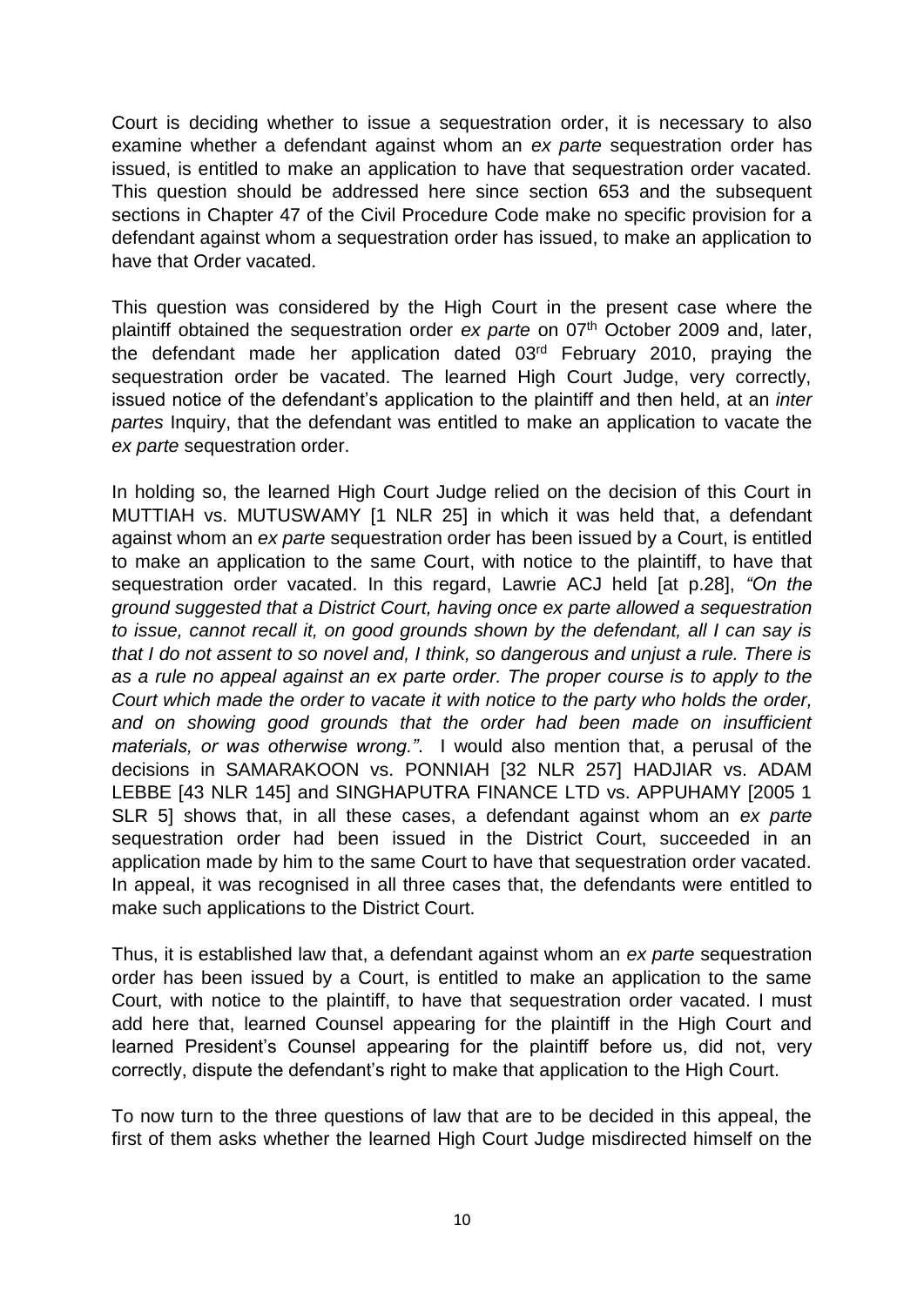Court is deciding whether to issue a sequestration order, it is necessary to also examine whether a defendant against whom an *ex parte* sequestration order has issued, is entitled to make an application to have that sequestration order vacated. This question should be addressed here since section 653 and the subsequent sections in Chapter 47 of the Civil Procedure Code make no specific provision for a defendant against whom a sequestration order has issued, to make an application to have that Order vacated.

This question was considered by the High Court in the present case where the plaintiff obtained the sequestration order *ex parte* on 07th October 2009 and, later, the defendant made her application dated 03rd February 2010, praying the sequestration order be vacated. The learned High Court Judge, very correctly, issued notice of the defendant's application to the plaintiff and then held, at an *inter partes* Inquiry, that the defendant was entitled to make an application to vacate the *ex parte* sequestration order.

In holding so, the learned High Court Judge relied on the decision of this Court in MUTTIAH vs. MUTUSWAMY [1 NLR 25] in which it was held that, a defendant against whom an *ex parte* sequestration order has been issued by a Court, is entitled to make an application to the same Court, with notice to the plaintiff, to have that sequestration order vacated. In this regard, Lawrie ACJ held [at p.28], *"On the ground suggested that a District Court, having once ex parte allowed a sequestration to issue, cannot recall it, on good grounds shown by the defendant, all I can say is that I do not assent to so novel and, I think, so dangerous and unjust a rule. There is as a rule no appeal against an ex parte order. The proper course is to apply to the Court which made the order to vacate it with notice to the party who holds the order, and on showing good grounds that the order had been made on insufficient materials, or was otherwise wrong."*. I would also mention that, a perusal of the decisions in SAMARAKOON vs. PONNIAH [32 NLR 257] HADJIAR vs. ADAM LEBBE [43 NLR 145] and SINGHAPUTRA FINANCE LTD vs. APPUHAMY [2005 1 SLR 5] shows that, in all these cases, a defendant against whom an *ex parte* sequestration order had been issued in the District Court, succeeded in an application made by him to the same Court to have that sequestration order vacated. In appeal, it was recognised in all three cases that, the defendants were entitled to make such applications to the District Court.

Thus, it is established law that, a defendant against whom an *ex parte* sequestration order has been issued by a Court, is entitled to make an application to the same Court, with notice to the plaintiff, to have that sequestration order vacated. I must add here that, learned Counsel appearing for the plaintiff in the High Court and learned President's Counsel appearing for the plaintiff before us, did not, very correctly, dispute the defendant's right to make that application to the High Court.

To now turn to the three questions of law that are to be decided in this appeal, the first of them asks whether the learned High Court Judge misdirected himself on the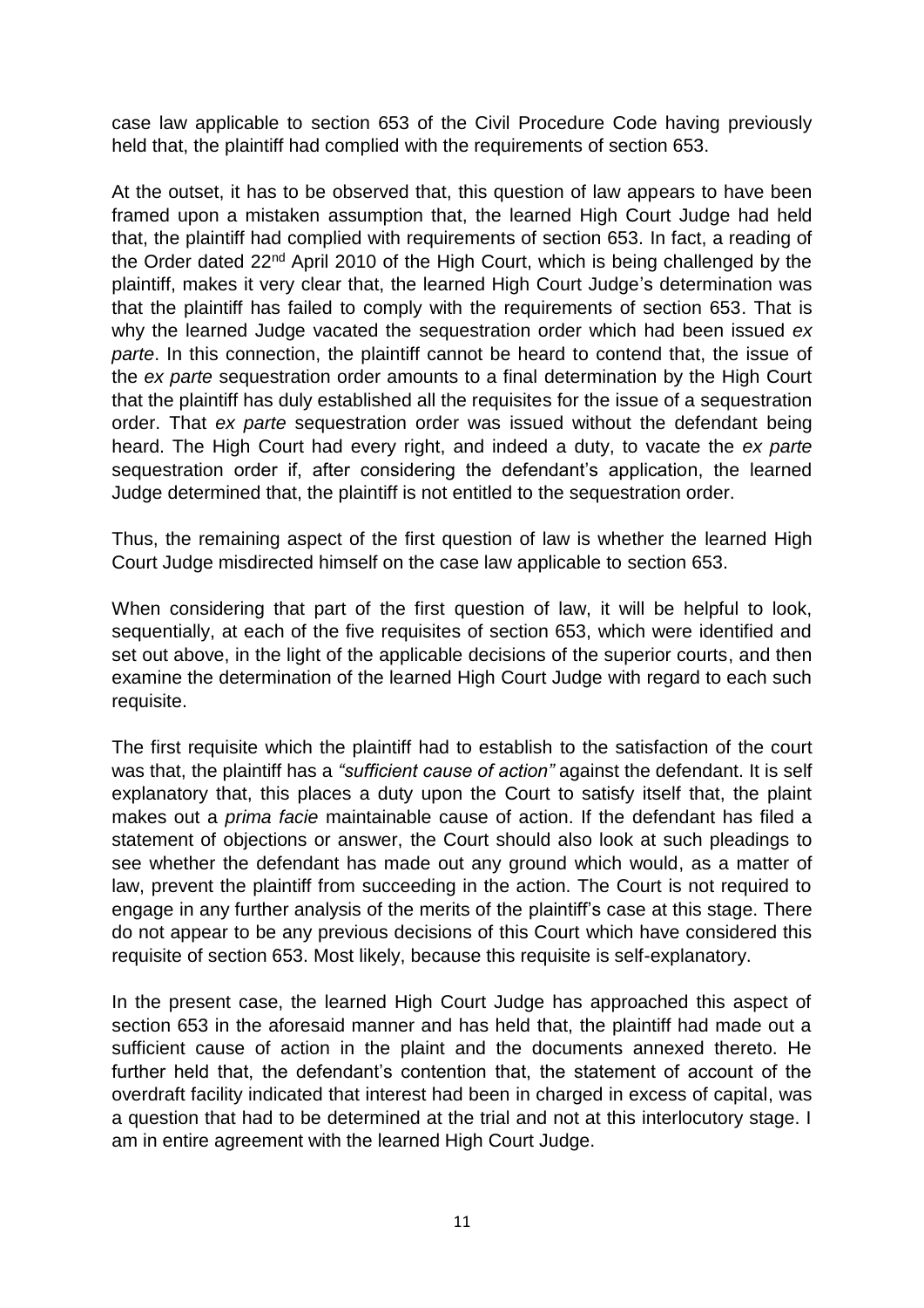case law applicable to section 653 of the Civil Procedure Code having previously held that, the plaintiff had complied with the requirements of section 653.

At the outset, it has to be observed that, this question of law appears to have been framed upon a mistaken assumption that, the learned High Court Judge had held that, the plaintiff had complied with requirements of section 653. In fact, a reading of the Order dated 22nd April 2010 of the High Court, which is being challenged by the plaintiff, makes it very clear that, the learned High Court Judge's determination was that the plaintiff has failed to comply with the requirements of section 653. That is why the learned Judge vacated the sequestration order which had been issued *ex parte*. In this connection, the plaintiff cannot be heard to contend that, the issue of the *ex parte* sequestration order amounts to a final determination by the High Court that the plaintiff has duly established all the requisites for the issue of a sequestration order. That *ex parte* sequestration order was issued without the defendant being heard. The High Court had every right, and indeed a duty, to vacate the *ex parte* sequestration order if, after considering the defendant's application, the learned Judge determined that, the plaintiff is not entitled to the sequestration order.

Thus, the remaining aspect of the first question of law is whether the learned High Court Judge misdirected himself on the case law applicable to section 653.

When considering that part of the first question of law, it will be helpful to look, sequentially, at each of the five requisites of section 653, which were identified and set out above, in the light of the applicable decisions of the superior courts, and then examine the determination of the learned High Court Judge with regard to each such requisite.

The first requisite which the plaintiff had to establish to the satisfaction of the court was that, the plaintiff has a *"sufficient cause of action"* against the defendant. It is self explanatory that, this places a duty upon the Court to satisfy itself that, the plaint makes out a *prima facie* maintainable cause of action. If the defendant has filed a statement of objections or answer, the Court should also look at such pleadings to see whether the defendant has made out any ground which would, as a matter of law, prevent the plaintiff from succeeding in the action. The Court is not required to engage in any further analysis of the merits of the plaintiff's case at this stage. There do not appear to be any previous decisions of this Court which have considered this requisite of section 653. Most likely, because this requisite is self-explanatory.

In the present case, the learned High Court Judge has approached this aspect of section 653 in the aforesaid manner and has held that, the plaintiff had made out a sufficient cause of action in the plaint and the documents annexed thereto. He further held that, the defendant's contention that, the statement of account of the overdraft facility indicated that interest had been in charged in excess of capital, was a question that had to be determined at the trial and not at this interlocutory stage. I am in entire agreement with the learned High Court Judge.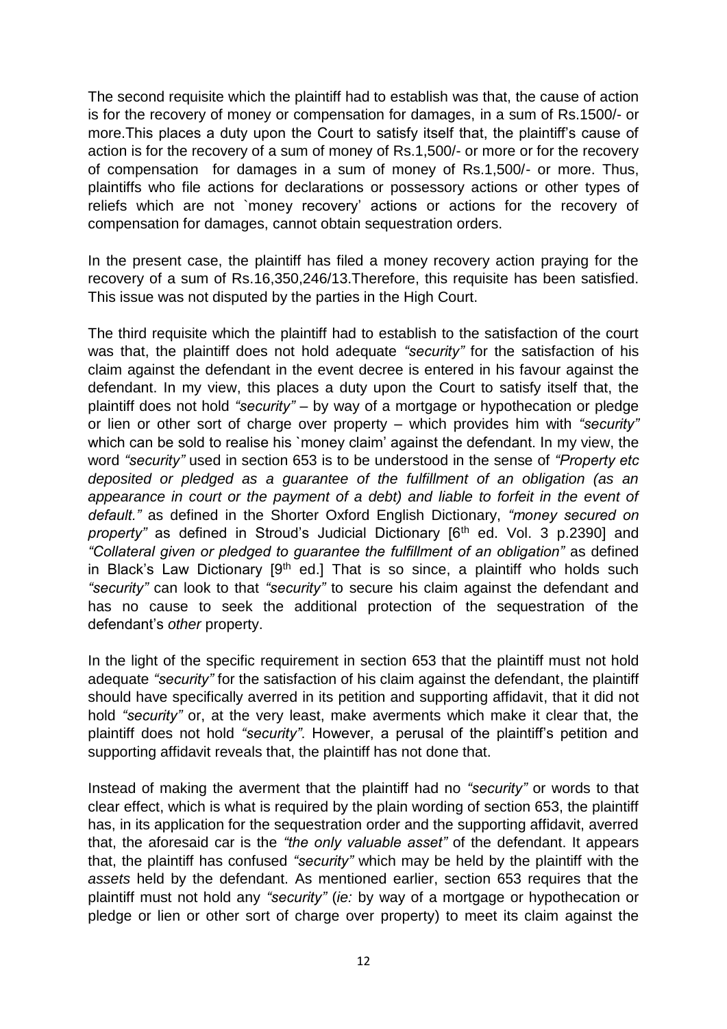The second requisite which the plaintiff had to establish was that, the cause of action is for the recovery of money or compensation for damages, in a sum of Rs.1500/- or more.This places a duty upon the Court to satisfy itself that, the plaintiff's cause of action is for the recovery of a sum of money of Rs.1,500/- or more or for the recovery of compensation for damages in a sum of money of Rs.1,500/- or more. Thus, plaintiffs who file actions for declarations or possessory actions or other types of reliefs which are not `money recovery' actions or actions for the recovery of compensation for damages, cannot obtain sequestration orders.

In the present case, the plaintiff has filed a money recovery action praying for the recovery of a sum of Rs.16,350,246/13.Therefore, this requisite has been satisfied. This issue was not disputed by the parties in the High Court.

The third requisite which the plaintiff had to establish to the satisfaction of the court was that, the plaintiff does not hold adequate *"security"* for the satisfaction of his claim against the defendant in the event decree is entered in his favour against the defendant. In my view, this places a duty upon the Court to satisfy itself that, the plaintiff does not hold *"security"* – by way of a mortgage or hypothecation or pledge or lien or other sort of charge over property – which provides him with *"security"* which can be sold to realise his `money claim' against the defendant. In my view, the word *"security"* used in section 653 is to be understood in the sense of *"Property etc deposited or pledged as a guarantee of the fulfillment of an obligation (as an appearance in court or the payment of a debt) and liable to forfeit in the event of default."* as defined in the Shorter Oxford English Dictionary, *"money secured on property"* as defined in Stroud's Judicial Dictionary [6th ed. Vol. 3 p.2390] and *"Collateral given or pledged to guarantee the fulfillment of an obligation"* as defined in Black's Law Dictionary [9th ed.] That is so since, a plaintiff who holds such *"security"* can look to that *"security"* to secure his claim against the defendant and has no cause to seek the additional protection of the sequestration of the defendant's *other* property.

In the light of the specific requirement in section 653 that the plaintiff must not hold adequate *"security"* for the satisfaction of his claim against the defendant, the plaintiff should have specifically averred in its petition and supporting affidavit, that it did not hold *"security"* or, at the very least, make averments which make it clear that, the plaintiff does not hold *"security"*. However, a perusal of the plaintiff's petition and supporting affidavit reveals that, the plaintiff has not done that.

Instead of making the averment that the plaintiff had no *"security"* or words to that clear effect, which is what is required by the plain wording of section 653, the plaintiff has, in its application for the sequestration order and the supporting affidavit, averred that, the aforesaid car is the *"the only valuable asset"* of the defendant. It appears that, the plaintiff has confused *"security"* which may be held by the plaintiff with the *assets* held by the defendant. As mentioned earlier, section 653 requires that the plaintiff must not hold any *"security"* (*ie:* by way of a mortgage or hypothecation or pledge or lien or other sort of charge over property) to meet its claim against the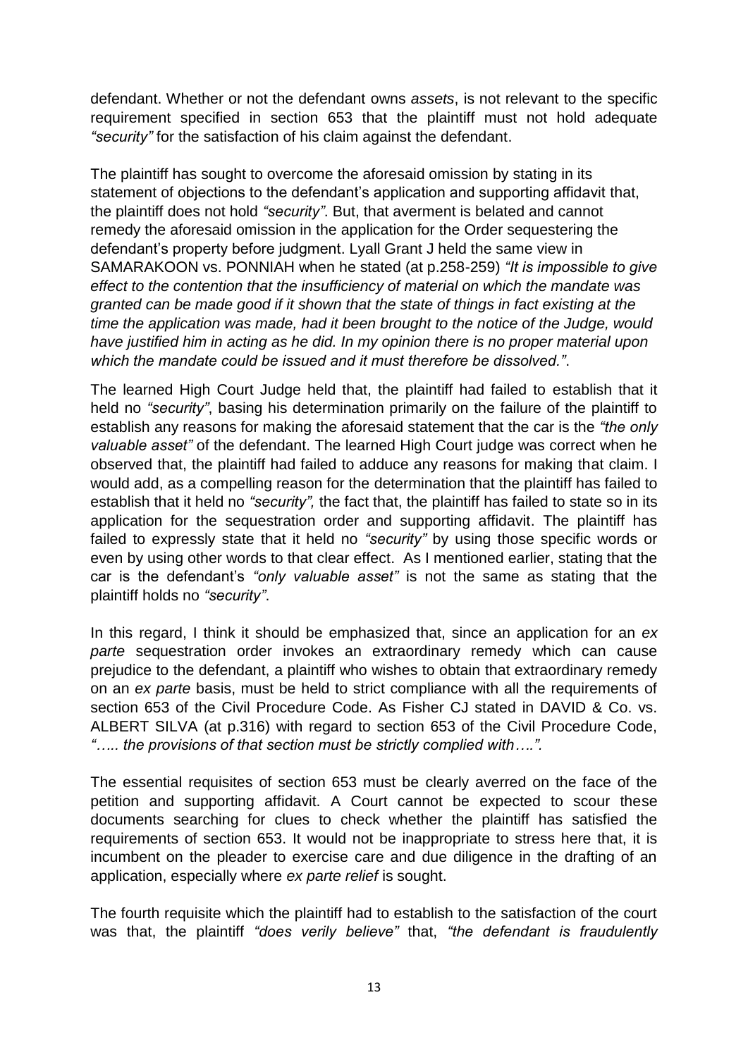defendant. Whether or not the defendant owns *assets*, is not relevant to the specific requirement specified in section 653 that the plaintiff must not hold adequate *"security"* for the satisfaction of his claim against the defendant.

The plaintiff has sought to overcome the aforesaid omission by stating in its statement of objections to the defendant's application and supporting affidavit that, the plaintiff does not hold *"security"*. But, that averment is belated and cannot remedy the aforesaid omission in the application for the Order sequestering the defendant's property before judgment. Lyall Grant J held the same view in SAMARAKOON vs. PONNIAH when he stated (at p.258-259) *"It is impossible to give effect to the contention that the insufficiency of material on which the mandate was granted can be made good if it shown that the state of things in fact existing at the time the application was made, had it been brought to the notice of the Judge, would have justified him in acting as he did. In my opinion there is no proper material upon which the mandate could be issued and it must therefore be dissolved."*.

The learned High Court Judge held that, the plaintiff had failed to establish that it held no *"security"*, basing his determination primarily on the failure of the plaintiff to establish any reasons for making the aforesaid statement that the car is the *"the only valuable asset"* of the defendant. The learned High Court judge was correct when he observed that, the plaintiff had failed to adduce any reasons for making that claim. I would add, as a compelling reason for the determination that the plaintiff has failed to establish that it held no *"security",* the fact that, the plaintiff has failed to state so in its application for the sequestration order and supporting affidavit. The plaintiff has failed to expressly state that it held no *"security"* by using those specific words or even by using other words to that clear effect. As I mentioned earlier, stating that the car is the defendant's *"only valuable asset"* is not the same as stating that the plaintiff holds no *"security"*.

In this regard, I think it should be emphasized that, since an application for an *ex parte* sequestration order invokes an extraordinary remedy which can cause prejudice to the defendant, a plaintiff who wishes to obtain that extraordinary remedy on an *ex parte* basis, must be held to strict compliance with all the requirements of section 653 of the Civil Procedure Code. As Fisher CJ stated in DAVID & Co. vs. ALBERT SILVA (at p.316) with regard to section 653 of the Civil Procedure Code, *"….. the provisions of that section must be strictly complied with…."*.

The essential requisites of section 653 must be clearly averred on the face of the petition and supporting affidavit. A Court cannot be expected to scour these documents searching for clues to check whether the plaintiff has satisfied the requirements of section 653. It would not be inappropriate to stress here that, it is incumbent on the pleader to exercise care and due diligence in the drafting of an application, especially where *ex parte relief* is sought.

The fourth requisite which the plaintiff had to establish to the satisfaction of the court was that, the plaintiff *"does verily believe"* that, *"the defendant is fraudulently*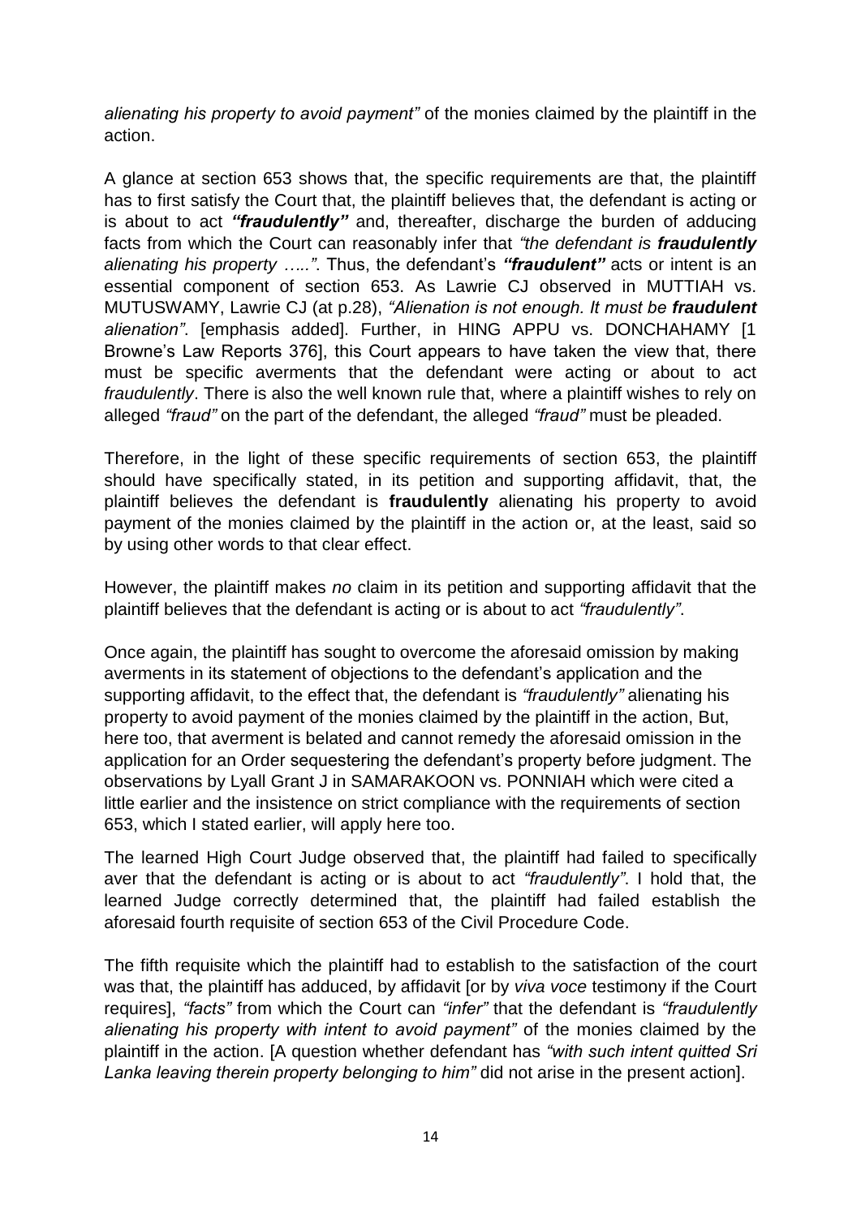*alienating his property to avoid payment"* of the monies claimed by the plaintiff in the action.

A glance at section 653 shows that, the specific requirements are that, the plaintiff has to first satisfy the Court that, the plaintiff believes that, the defendant is acting or is about to act ***"fraudulently"*** and, thereafter, discharge the burden of adducing facts from which the Court can reasonably infer that *"the defendant is **fraudulently** alienating his property ….."*. Thus, the defendant's ***"fraudulent"*** acts or intent is an essential component of section 653. As Lawrie CJ observed in MUTTIAH vs. MUTUSWAMY, Lawrie CJ (at p.28), *"Alienation is not enough. It must be **fraudulent** alienation"*. [emphasis added]. Further, in HING APPU vs. DONCHAHAMY [1 Browne's Law Reports 376], this Court appears to have taken the view that, there must be specific averments that the defendant were acting or about to act *fraudulently*. There is also the well known rule that, where a plaintiff wishes to rely on alleged *"fraud"* on the part of the defendant, the alleged *"fraud"* must be pleaded.

Therefore, in the light of these specific requirements of section 653, the plaintiff should have specifically stated, in its petition and supporting affidavit, that, the plaintiff believes the defendant is **fraudulently** alienating his property to avoid payment of the monies claimed by the plaintiff in the action or, at the least, said so by using other words to that clear effect.

However, the plaintiff makes *no* claim in its petition and supporting affidavit that the plaintiff believes that the defendant is acting or is about to act *"fraudulently"*.

Once again, the plaintiff has sought to overcome the aforesaid omission by making averments in its statement of objections to the defendant's application and the supporting affidavit, to the effect that, the defendant is *"fraudulently"* alienating his property to avoid payment of the monies claimed by the plaintiff in the action, But, here too, that averment is belated and cannot remedy the aforesaid omission in the application for an Order sequestering the defendant's property before judgment. The observations by Lyall Grant J in SAMARAKOON vs. PONNIAH which were cited a little earlier and the insistence on strict compliance with the requirements of section 653, which I stated earlier, will apply here too.

The learned High Court Judge observed that, the plaintiff had failed to specifically aver that the defendant is acting or is about to act *"fraudulently"*. I hold that, the learned Judge correctly determined that, the plaintiff had failed establish the aforesaid fourth requisite of section 653 of the Civil Procedure Code.

The fifth requisite which the plaintiff had to establish to the satisfaction of the court was that, the plaintiff has adduced, by affidavit [or by *viva voce* testimony if the Court requires], *"facts"* from which the Court can *"infer"* that the defendant is *"fraudulently alienating his property with intent to avoid payment"* of the monies claimed by the plaintiff in the action. [A question whether defendant has *"with such intent quitted Sri Lanka leaving therein property belonging to him"* did not arise in the present action].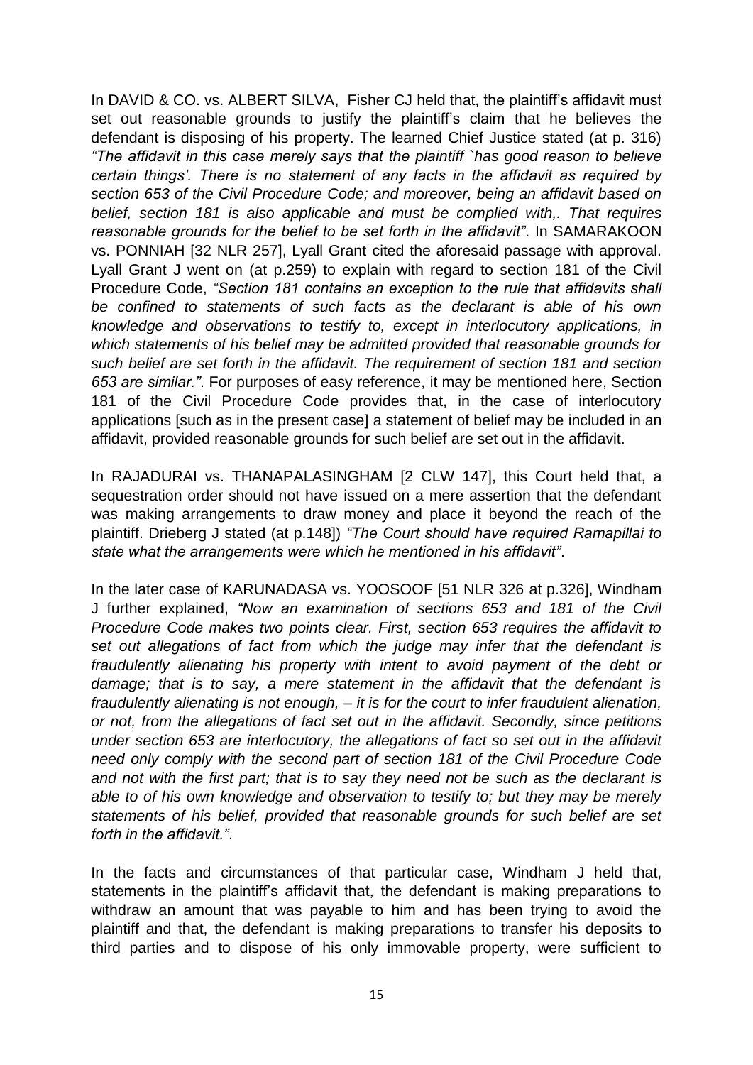In DAVID & CO. vs. ALBERT SILVA, Fisher CJ held that, the plaintiff's affidavit must set out reasonable grounds to justify the plaintiff's claim that he believes the defendant is disposing of his property. The learned Chief Justice stated (at p. 316) *"The affidavit in this case merely says that the plaintiff `has good reason to believe certain things'. There is no statement of any facts in the affidavit as required by section 653 of the Civil Procedure Code; and moreover, being an affidavit based on belief, section 181 is also applicable and must be complied with,. That requires reasonable grounds for the belief to be set forth in the affidavit"*. In SAMARAKOON vs. PONNIAH [32 NLR 257], Lyall Grant cited the aforesaid passage with approval. Lyall Grant J went on (at p.259) to explain with regard to section 181 of the Civil Procedure Code, *"Section 181 contains an exception to the rule that affidavits shall be confined to statements of such facts as the declarant is able of his own knowledge and observations to testify to, except in interlocutory applications, in which statements of his belief may be admitted provided that reasonable grounds for such belief are set forth in the affidavit. The requirement of section 181 and section 653 are similar."*. For purposes of easy reference, it may be mentioned here, Section 181 of the Civil Procedure Code provides that, in the case of interlocutory applications [such as in the present case] a statement of belief may be included in an affidavit, provided reasonable grounds for such belief are set out in the affidavit.

In RAJADURAI vs. THANAPALASINGHAM [2 CLW 147], this Court held that, a sequestration order should not have issued on a mere assertion that the defendant was making arrangements to draw money and place it beyond the reach of the plaintiff. Drieberg J stated (at p.148]) *"The Court should have required Ramapillai to state what the arrangements were which he mentioned in his affidavit"*.

In the later case of KARUNADASA vs. YOOSOOF [51 NLR 326 at p.326], Windham J further explained, *"Now an examination of sections 653 and 181 of the Civil Procedure Code makes two points clear. First, section 653 requires the affidavit to set out allegations of fact from which the judge may infer that the defendant is fraudulently alienating his property with intent to avoid payment of the debt or damage; that is to say, a mere statement in the affidavit that the defendant is fraudulently alienating is not enough, – it is for the court to infer fraudulent alienation, or not, from the allegations of fact set out in the affidavit. Secondly, since petitions under section 653 are interlocutory, the allegations of fact so set out in the affidavit need only comply with the second part of section 181 of the Civil Procedure Code and not with the first part; that is to say they need not be such as the declarant is able to of his own knowledge and observation to testify to; but they may be merely statements of his belief, provided that reasonable grounds for such belief are set forth in the affidavit."*.

In the facts and circumstances of that particular case, Windham J held that, statements in the plaintiff's affidavit that, the defendant is making preparations to withdraw an amount that was payable to him and has been trying to avoid the plaintiff and that, the defendant is making preparations to transfer his deposits to third parties and to dispose of his only immovable property, were sufficient to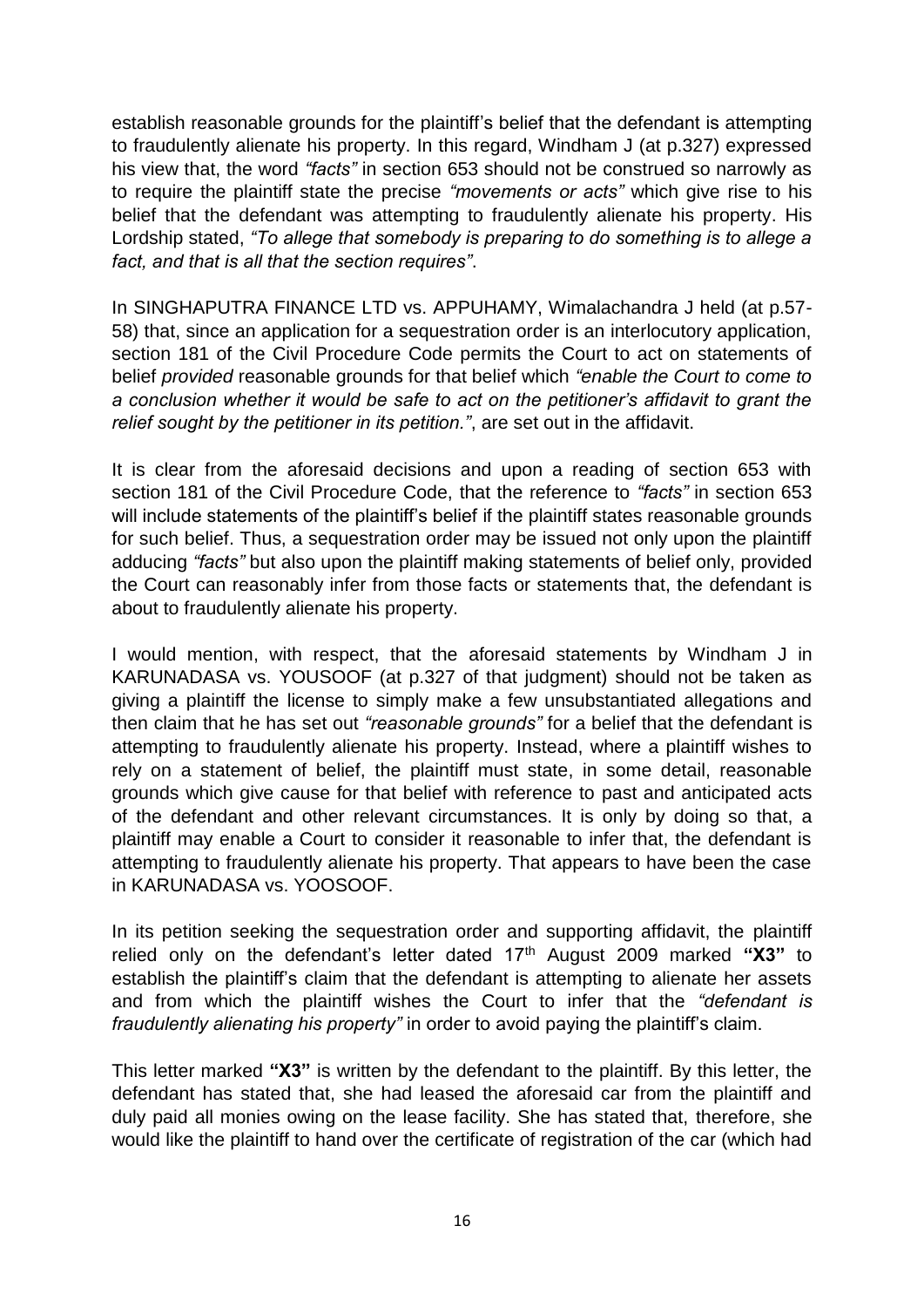establish reasonable grounds for the plaintiff's belief that the defendant is attempting to fraudulently alienate his property. In this regard, Windham J (at p.327) expressed his view that, the word *"facts"* in section 653 should not be construed so narrowly as to require the plaintiff state the precise *"movements or acts"* which give rise to his belief that the defendant was attempting to fraudulently alienate his property. His Lordship stated, *"To allege that somebody is preparing to do something is to allege a fact, and that is all that the section requires"*.

In SINGHAPUTRA FINANCE LTD vs. APPUHAMY, Wimalachandra J held (at p.57-58) that, since an application for a sequestration order is an interlocutory application, section 181 of the Civil Procedure Code permits the Court to act on statements of belief *provided* reasonable grounds for that belief which *"enable the Court to come to a conclusion whether it would be safe to act on the petitioner's affidavit to grant the relief sought by the petitioner in its petition."*, are set out in the affidavit.

It is clear from the aforesaid decisions and upon a reading of section 653 with section 181 of the Civil Procedure Code, that the reference to *"facts"* in section 653 will include statements of the plaintiff's belief if the plaintiff states reasonable grounds for such belief. Thus, a sequestration order may be issued not only upon the plaintiff adducing *"facts"* but also upon the plaintiff making statements of belief only, provided the Court can reasonably infer from those facts or statements that, the defendant is about to fraudulently alienate his property.

I would mention, with respect, that the aforesaid statements by Windham J in KARUNADASA vs. YOUSOOF (at p.327 of that judgment) should not be taken as giving a plaintiff the license to simply make a few unsubstantiated allegations and then claim that he has set out *"reasonable grounds"* for a belief that the defendant is attempting to fraudulently alienate his property. Instead, where a plaintiff wishes to rely on a statement of belief, the plaintiff must state, in some detail, reasonable grounds which give cause for that belief with reference to past and anticipated acts of the defendant and other relevant circumstances. It is only by doing so that, a plaintiff may enable a Court to consider it reasonable to infer that, the defendant is attempting to fraudulently alienate his property. That appears to have been the case in KARUNADASA vs. YOOSOOF.

In its petition seeking the sequestration order and supporting affidavit, the plaintiff relied only on the defendant's letter dated 17th August 2009 marked **"X3"** to establish the plaintiff's claim that the defendant is attempting to alienate her assets and from which the plaintiff wishes the Court to infer that the *"defendant is fraudulently alienating his property"* in order to avoid paying the plaintiff's claim.

This letter marked **"X3"** is written by the defendant to the plaintiff. By this letter, the defendant has stated that, she had leased the aforesaid car from the plaintiff and duly paid all monies owing on the lease facility. She has stated that, therefore, she would like the plaintiff to hand over the certificate of registration of the car (which had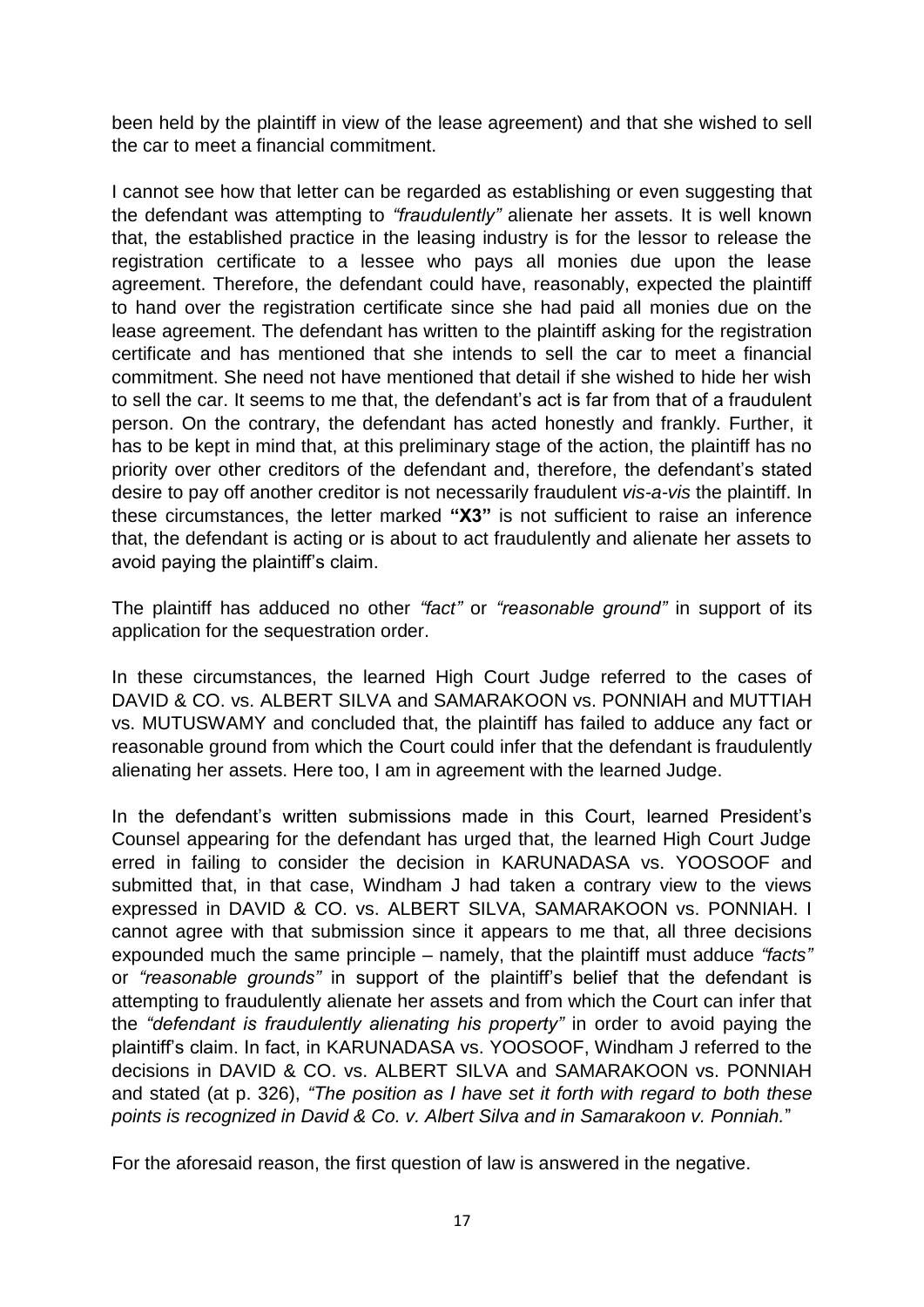been held by the plaintiff in view of the lease agreement) and that she wished to sell the car to meet a financial commitment.

I cannot see how that letter can be regarded as establishing or even suggesting that the defendant was attempting to *"fraudulently"* alienate her assets. It is well known that, the established practice in the leasing industry is for the lessor to release the registration certificate to a lessee who pays all monies due upon the lease agreement. Therefore, the defendant could have, reasonably, expected the plaintiff to hand over the registration certificate since she had paid all monies due on the lease agreement. The defendant has written to the plaintiff asking for the registration certificate and has mentioned that she intends to sell the car to meet a financial commitment. She need not have mentioned that detail if she wished to hide her wish to sell the car. It seems to me that, the defendant's act is far from that of a fraudulent person. On the contrary, the defendant has acted honestly and frankly. Further, it has to be kept in mind that, at this preliminary stage of the action, the plaintiff has no priority over other creditors of the defendant and, therefore, the defendant's stated desire to pay off another creditor is not necessarily fraudulent *vis-a-vis* the plaintiff. In these circumstances, the letter marked **"X3"** is not sufficient to raise an inference that, the defendant is acting or is about to act fraudulently and alienate her assets to avoid paying the plaintiff's claim.

The plaintiff has adduced no other *"fact"* or *"reasonable ground"* in support of its application for the sequestration order.

In these circumstances, the learned High Court Judge referred to the cases of DAVID & CO. vs. ALBERT SILVA and SAMARAKOON vs. PONNIAH and MUTTIAH vs. MUTUSWAMY and concluded that, the plaintiff has failed to adduce any fact or reasonable ground from which the Court could infer that the defendant is fraudulently alienating her assets. Here too, I am in agreement with the learned Judge.

In the defendant's written submissions made in this Court, learned President's Counsel appearing for the defendant has urged that, the learned High Court Judge erred in failing to consider the decision in KARUNADASA vs. YOOSOOF and submitted that, in that case, Windham J had taken a contrary view to the views expressed in DAVID & CO. vs. ALBERT SILVA, SAMARAKOON vs. PONNIAH. I cannot agree with that submission since it appears to me that, all three decisions expounded much the same principle – namely, that the plaintiff must adduce *"facts"* or *"reasonable grounds"* in support of the plaintiff's belief that the defendant is attempting to fraudulently alienate her assets and from which the Court can infer that the *"defendant is fraudulently alienating his property"* in order to avoid paying the plaintiff's claim. In fact, in KARUNADASA vs. YOOSOOF, Windham J referred to the decisions in DAVID & CO. vs. ALBERT SILVA and SAMARAKOON vs. PONNIAH and stated (at p. 326), *"The position as I have set it forth with regard to both these points is recognized in David & Co. v. Albert Silva and in Samarakoon v. Ponniah."*

For the aforesaid reason, the first question of law is answered in the negative.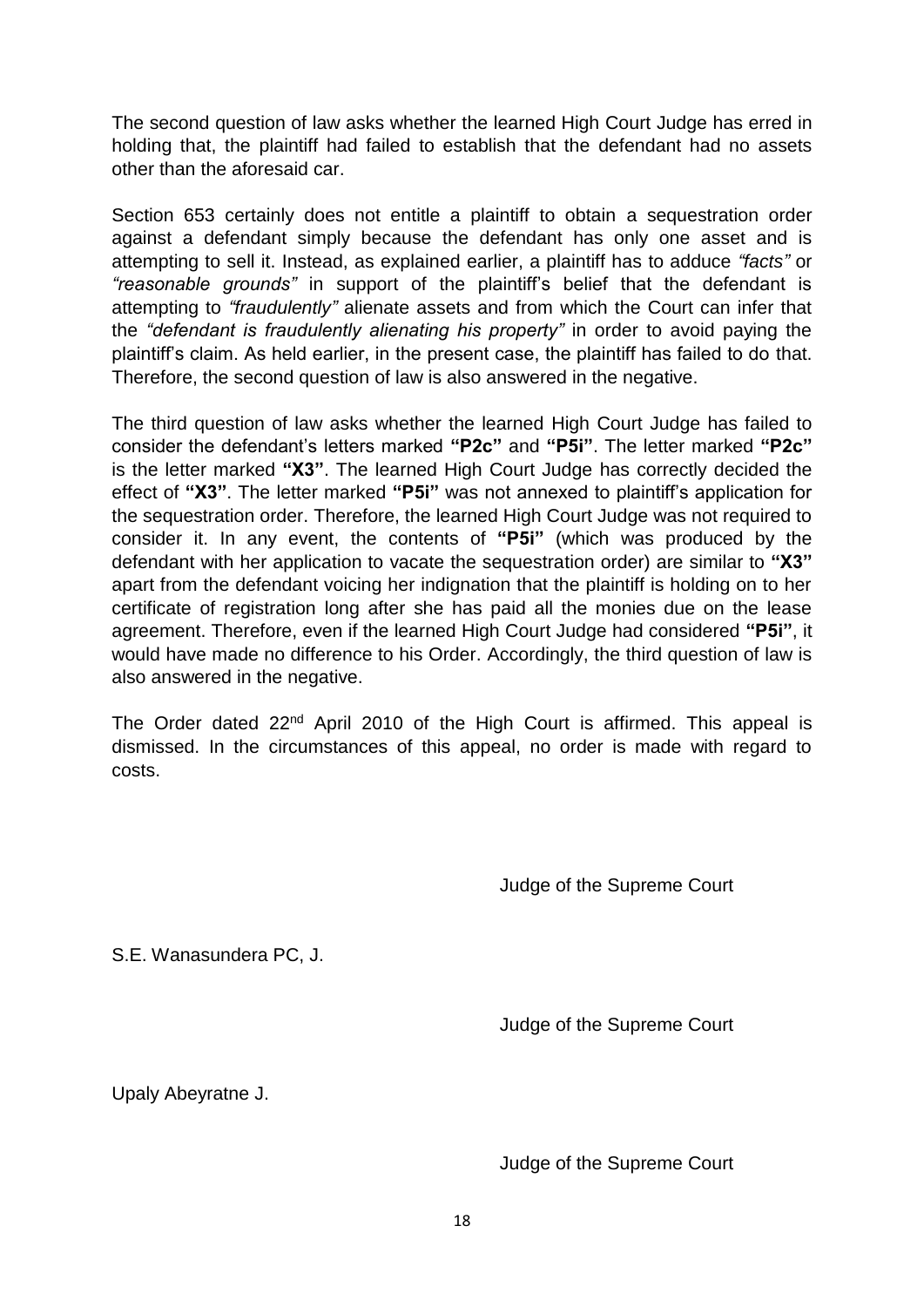The second question of law asks whether the learned High Court Judge has erred in holding that, the plaintiff had failed to establish that the defendant had no assets other than the aforesaid car.

Section 653 certainly does not entitle a plaintiff to obtain a sequestration order against a defendant simply because the defendant has only one asset and is attempting to sell it. Instead, as explained earlier, a plaintiff has to adduce *"facts"* or *"reasonable grounds"* in support of the plaintiff's belief that the defendant is attempting to *"fraudulently"* alienate assets and from which the Court can infer that the *"defendant is fraudulently alienating his property"* in order to avoid paying the plaintiff's claim. As held earlier, in the present case, the plaintiff has failed to do that. Therefore, the second question of law is also answered in the negative.

The third question of law asks whether the learned High Court Judge has failed to consider the defendant's letters marked **"P2c"** and **"P5i"**. The letter marked **"P2c"** is the letter marked **"X3"**. The learned High Court Judge has correctly decided the effect of **"X3"**. The letter marked **"P5i"** was not annexed to plaintiff's application for the sequestration order. Therefore, the learned High Court Judge was not required to consider it. In any event, the contents of **"P5i"** (which was produced by the defendant with her application to vacate the sequestration order) are similar to **"X3"** apart from the defendant voicing her indignation that the plaintiff is holding on to her certificate of registration long after she has paid all the monies due on the lease agreement. Therefore, even if the learned High Court Judge had considered **"P5i"**, it would have made no difference to his Order. Accordingly, the third question of law is also answered in the negative.

The Order dated 22nd April 2010 of the High Court is affirmed. This appeal is dismissed. In the circumstances of this appeal, no order is made with regard to costs.

Judge of the Supreme Court

S.E. Wanasundera PC, J.

Judge of the Supreme Court

Upaly Abeyratne J.

Judge of the Supreme Court